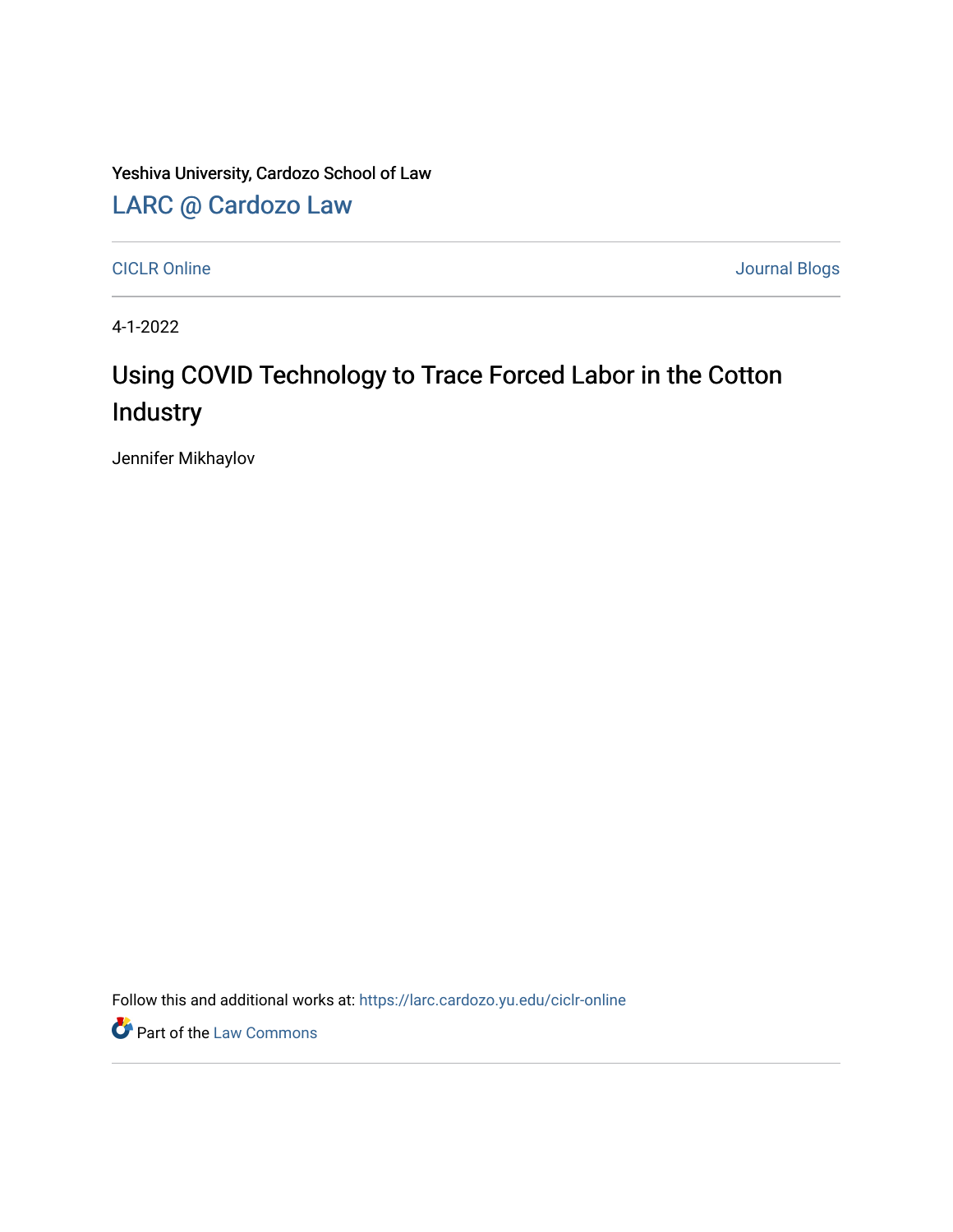Yeshiva University, Cardozo School of Law

[LARC @ Cardozo Law](https://larc.cardozo.yu.edu)

CICLR Online | Journal Blogs

4-1-2022

# Using COVID Technology to Trace Forced Labor in the Cotton Industry

Jennifer Mikhaylov

Follow this and additional works at: https://larc.cardozo.yu.edu/ciclr-online

Part of the Law Commons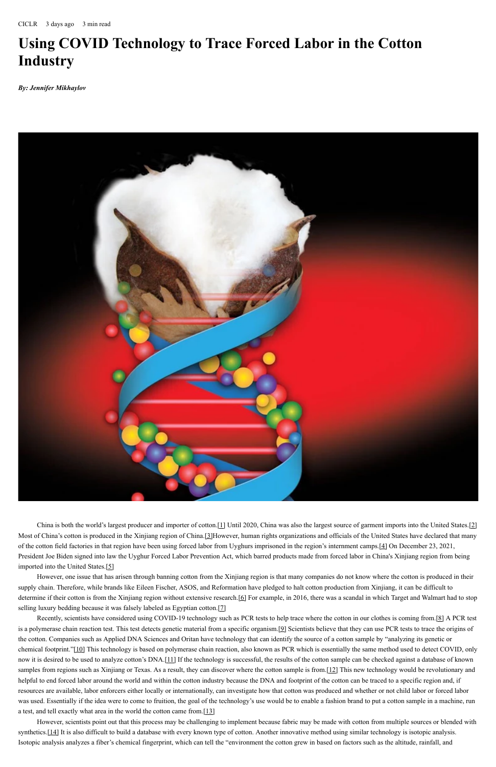CICLR 3 days ago 3 min read

# Using COVID Technology to Trace Forced Labor in the Cotton Industry

***By: Jennifer Mikhaylov***

China is both the world's largest producer and importer of cotton.[1] Until 2020, China was also the largest source of garment imports into the United States.[2] Most of China's cotton is produced in the Xinjiang region of China.[3]However, human rights organizations and officials of the United States have declared that many of the cotton field factories in that region have been using forced labor from Uyghurs imprisoned in the region's internment camps.[4] On December 23, 2021, President Joe Biden signed into law the Uyghur Forced Labor Prevention Act, which barred products made from forced labor in China's Xinjiang region from being imported into the United States.[5]

However, one issue that has arisen through banning cotton from the Xinjiang region is that many companies do not know where the cotton is produced in their supply chain. Therefore, while brands like Eileen Fischer, ASOS, and Reformation have pledged to halt cotton production from Xinjiang, it can be difficult to determine if their cotton is from the Xinjiang region without extensive research.[6] For example, in 2016, there was a scandal in which Target and Walmart had to stop selling luxury bedding because it was falsely labeled as Egyptian cotton.[7]

Recently, scientists have considered using COVID-19 technology such as PCR tests to help trace where the cotton in our clothes is coming from.[8] A PCR test is a polymerase chain reaction test. This test detects genetic material from a specific organism.[9] Scientists believe that they can use PCR tests to trace the origins of the cotton. Companies such as Applied DNA Sciences and Oritan have technology that can identify the source of a cotton sample by "analyzing its genetic or chemical footprint."[10] This technology is based on polymerase chain reaction, also known as PCR which is essentially the same method used to detect COVID, only now it is desired to be used to analyze cotton's DNA.[11] If the technology is successful, the results of the cotton sample can be checked against a database of known samples from regions such as Xinjiang or Texas. As a result, they can discover where the cotton sample is from.[12] This new technology would be revolutionary and helpful to end forced labor around the world and within the cotton industry because the DNA and footprint of the cotton can be traced to a specific region and, if resources are available, labor enforcers either locally or internationally, can investigate how that cotton was produced and whether or not child labor or forced labor was used. Essentially if the idea were to come to fruition, the goal of the technology's use would be to enable a fashion brand to put a cotton sample in a machine, run a test, and tell exactly what area in the world the cotton came from.[13]

However, scientists point out that this process may be challenging to implement because fabric may be made with cotton from multiple sources or blended with synthetics.[14] It is also difficult to build a database with every known type of cotton. Another innovative method using similar technology is isotopic analysis. Isotopic analysis analyzes a fiber's chemical fingerprint, which can tell the "environment the cotton grew in based on factors such as the altitude, rainfall, and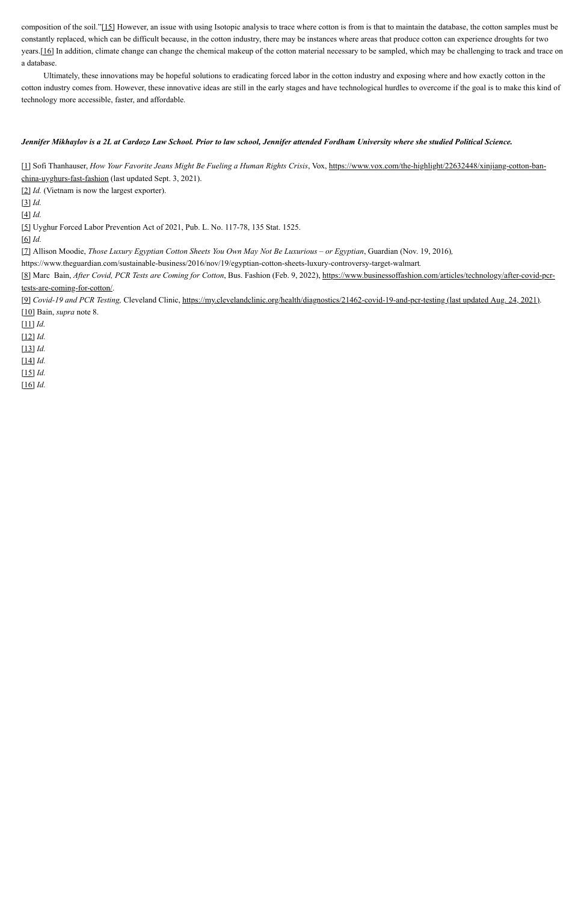composition of the soil."[15] However, an issue with using Isotopic analysis to trace where cotton is from is that to maintain the database, the cotton samples must be constantly replaced, which can be difficult because, in the cotton industry, there may be instances where areas that produce cotton can experience droughts for two years.[16] In addition, climate change can change the chemical makeup of the cotton material necessary to be sampled, which may be challenging to track and trace on a database.

Ultimately, these innovations may be hopeful solutions to eradicating forced labor in the cotton industry and exposing where and how exactly cotton in the cotton industry comes from. However, these innovative ideas are still in the early stages and have technological hurdles to overcome if the goal is to make this kind of technology more accessible, faster, and affordable.

***Jennifer Mikhaylov is a 2L at Cardozo Law School. Prior to law school, Jennifer attended Fordham University where she studied Political Science.***

[1] Sofi Thanhauser, *How Your Favorite Jeans Might Be Fueling a Human Rights Crisis*, Vox, https://www.vox.com/the-highlight/22632448/xinjiang-cotton-ban-china-uyghurs-fast-fashion (last updated Sept. 3, 2021).

[2] *Id.* (Vietnam is now the largest exporter).

[3] *Id.*

[4] *Id.*

[5] Uyghur Forced Labor Prevention Act of 2021, Pub. L. No. 117-78, 135 Stat. 1525.

[6] *Id.*

[7] Allison Moodie, *Those Luxury Egyptian Cotton Sheets You Own May Not Be Luxurious – or Egyptian*, Guardian (Nov. 19, 2016), https://www.theguardian.com/sustainable-business/2016/nov/19/egyptian-cotton-sheets-luxury-controversy-target-walmart.

[8] Marc Bain, *After Covid, PCR Tests are Coming for Cotton*, Bus. Fashion (Feb. 9, 2022), https://www.businessoffashion.com/articles/technology/after-covid-pcr-tests-are-coming-for-cotton/.

[9] *Covid-19 and PCR Testing,* Cleveland Clinic, https://my.clevelandclinic.org/health/diagnostics/21462-covid-19-and-pcr-testing (last updated Aug. 24, 2021).

[10] Bain, *supra* note 8.

[11] *Id.*

[12] *Id.*

[13] *Id.*

[14] *Id.*

[15] *Id.*

[16] *Id.*